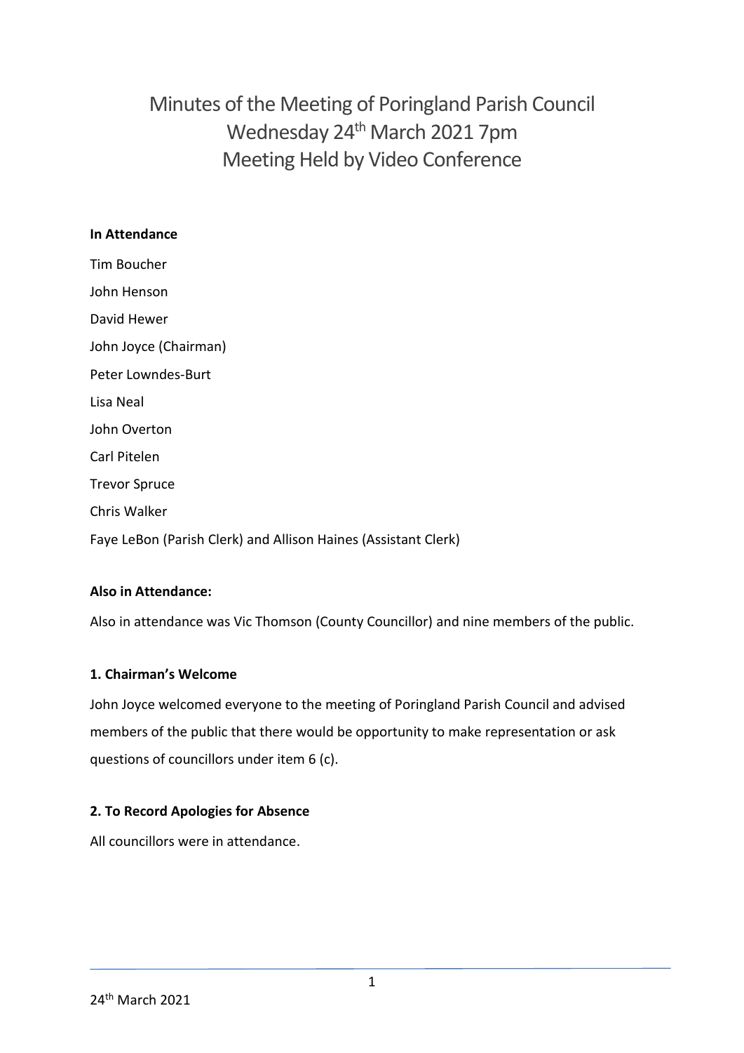# Minutes of the Meeting of Poringland Parish Council
# Wednesday 24th March 2021 7pm
# Meeting Held by Video Conference

**In Attendance**

Tim Boucher

John Henson

David Hewer

John Joyce (Chairman)

Peter Lowndes-Burt

Lisa Neal

John Overton

Carl Pitelen

Trevor Spruce

Chris Walker

Faye LeBon (Parish Clerk) and Allison Haines (Assistant Clerk)

**Also in Attendance:**

Also in attendance was Vic Thomson (County Councillor) and nine members of the public.

**1. Chairman's Welcome**

John Joyce welcomed everyone to the meeting of Poringland Parish Council and advised members of the public that there would be opportunity to make representation or ask questions of councillors under item 6 (c).

**2. To Record Apologies for Absence**

All councillors were in attendance.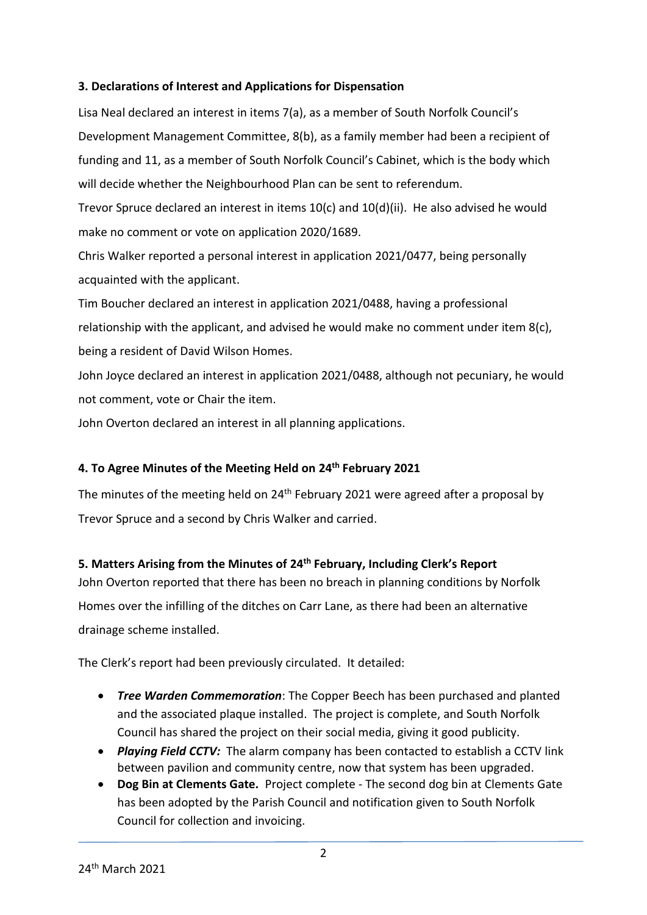**3. Declarations of Interest and Applications for Dispensation**

Lisa Neal declared an interest in items 7(a), as a member of South Norfolk Council's Development Management Committee, 8(b), as a family member had been a recipient of funding and 11, as a member of South Norfolk Council's Cabinet, which is the body which will decide whether the Neighbourhood Plan can be sent to referendum.

Trevor Spruce declared an interest in items 10(c) and 10(d)(ii). He also advised he would make no comment or vote on application 2020/1689.

Chris Walker reported a personal interest in application 2021/0477, being personally acquainted with the applicant.

Tim Boucher declared an interest in application 2021/0488, having a professional relationship with the applicant, and advised he would make no comment under item 8(c), being a resident of David Wilson Homes.

John Joyce declared an interest in application 2021/0488, although not pecuniary, he would not comment, vote or Chair the item.

John Overton declared an interest in all planning applications.

**4. To Agree Minutes of the Meeting Held on 24th February 2021**

The minutes of the meeting held on 24th February 2021 were agreed after a proposal by Trevor Spruce and a second by Chris Walker and carried.

**5. Matters Arising from the Minutes of 24th February, Including Clerk's Report**

John Overton reported that there has been no breach in planning conditions by Norfolk Homes over the infilling of the ditches on Carr Lane, as there had been an alternative drainage scheme installed.

The Clerk's report had been previously circulated. It detailed:

- ***Tree Warden Commemoration***: The Copper Beech has been purchased and planted and the associated plaque installed. The project is complete, and South Norfolk Council has shared the project on their social media, giving it good publicity.
- ***Playing Field CCTV:*** The alarm company has been contacted to establish a CCTV link between pavilion and community centre, now that system has been upgraded.
- **Dog Bin at Clements Gate.** Project complete - The second dog bin at Clements Gate has been adopted by the Parish Council and notification given to South Norfolk Council for collection and invoicing.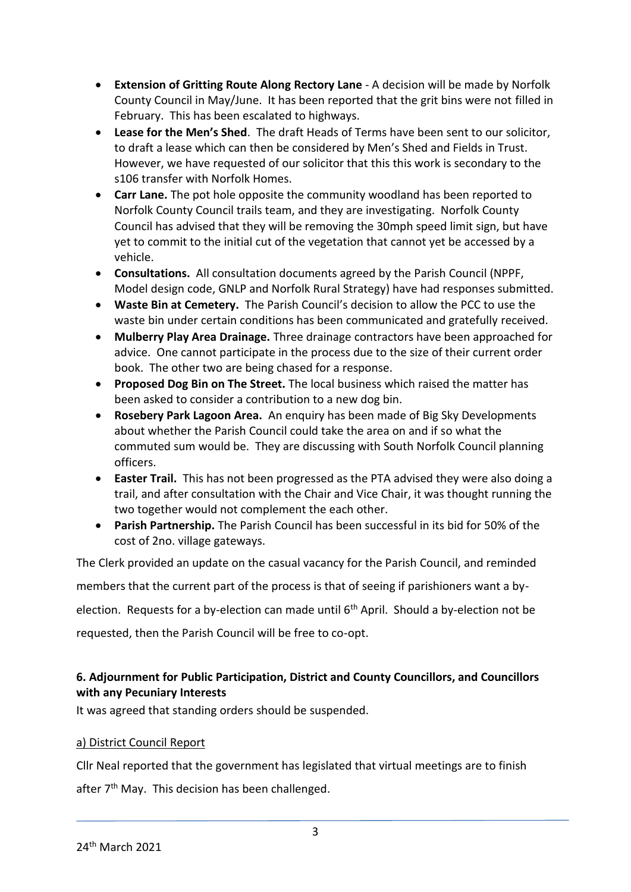- **Extension of Gritting Route Along Rectory Lane** - A decision will be made by Norfolk County Council in May/June. It has been reported that the grit bins were not filled in February. This has been escalated to highways.
- **Lease for the Men's Shed**. The draft Heads of Terms have been sent to our solicitor, to draft a lease which can then be considered by Men's Shed and Fields in Trust. However, we have requested of our solicitor that this this work is secondary to the s106 transfer with Norfolk Homes.
- **Carr Lane.** The pot hole opposite the community woodland has been reported to Norfolk County Council trails team, and they are investigating. Norfolk County Council has advised that they will be removing the 30mph speed limit sign, but have yet to commit to the initial cut of the vegetation that cannot yet be accessed by a vehicle.
- **Consultations.** All consultation documents agreed by the Parish Council (NPPF, Model design code, GNLP and Norfolk Rural Strategy) have had responses submitted.
- **Waste Bin at Cemetery.** The Parish Council's decision to allow the PCC to use the waste bin under certain conditions has been communicated and gratefully received.
- **Mulberry Play Area Drainage.** Three drainage contractors have been approached for advice. One cannot participate in the process due to the size of their current order book. The other two are being chased for a response.
- **Proposed Dog Bin on The Street.** The local business which raised the matter has been asked to consider a contribution to a new dog bin.
- **Rosebery Park Lagoon Area.** An enquiry has been made of Big Sky Developments about whether the Parish Council could take the area on and if so what the commuted sum would be. They are discussing with South Norfolk Council planning officers.
- **Easter Trail.** This has not been progressed as the PTA advised they were also doing a trail, and after consultation with the Chair and Vice Chair, it was thought running the two together would not complement the each other.
- **Parish Partnership.** The Parish Council has been successful in its bid for 50% of the cost of 2no. village gateways.

The Clerk provided an update on the casual vacancy for the Parish Council, and reminded members that the current part of the process is that of seeing if parishioners want a by-election. Requests for a by-election can made until 6th April. Should a by-election not be requested, then the Parish Council will be free to co-opt.

## 6. Adjournment for Public Participation, District and County Councillors, and Councillors with any Pecuniary Interests

It was agreed that standing orders should be suspended.

### a) District Council Report

Cllr Neal reported that the government has legislated that virtual meetings are to finish after 7th May. This decision has been challenged.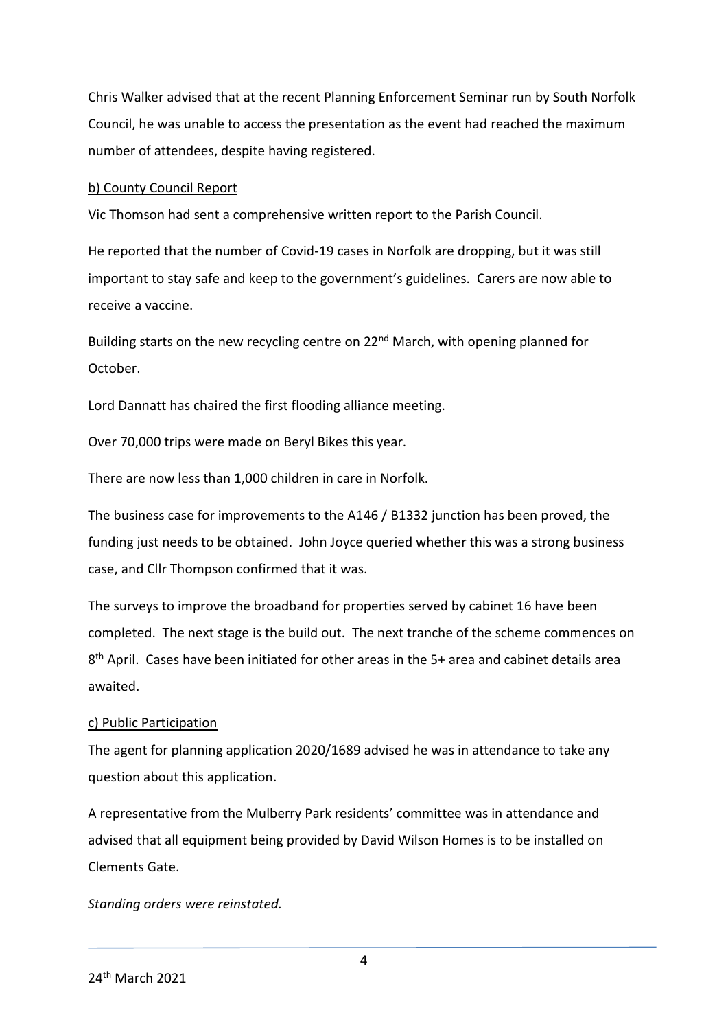Chris Walker advised that at the recent Planning Enforcement Seminar run by South Norfolk Council, he was unable to access the presentation as the event had reached the maximum number of attendees, despite having registered.

b) County Council Report

Vic Thomson had sent a comprehensive written report to the Parish Council.

He reported that the number of Covid-19 cases in Norfolk are dropping, but it was still important to stay safe and keep to the government's guidelines. Carers are now able to receive a vaccine.

Building starts on the new recycling centre on 22nd March, with opening planned for October.

Lord Dannatt has chaired the first flooding alliance meeting.

Over 70,000 trips were made on Beryl Bikes this year.

There are now less than 1,000 children in care in Norfolk.

The business case for improvements to the A146 / B1332 junction has been proved, the funding just needs to be obtained. John Joyce queried whether this was a strong business case, and Cllr Thompson confirmed that it was.

The surveys to improve the broadband for properties served by cabinet 16 have been completed. The next stage is the build out. The next tranche of the scheme commences on 8th April. Cases have been initiated for other areas in the 5+ area and cabinet details area awaited.

c) Public Participation

The agent for planning application 2020/1689 advised he was in attendance to take any question about this application.

A representative from the Mulberry Park residents' committee was in attendance and advised that all equipment being provided by David Wilson Homes is to be installed on Clements Gate.

*Standing orders were reinstated.*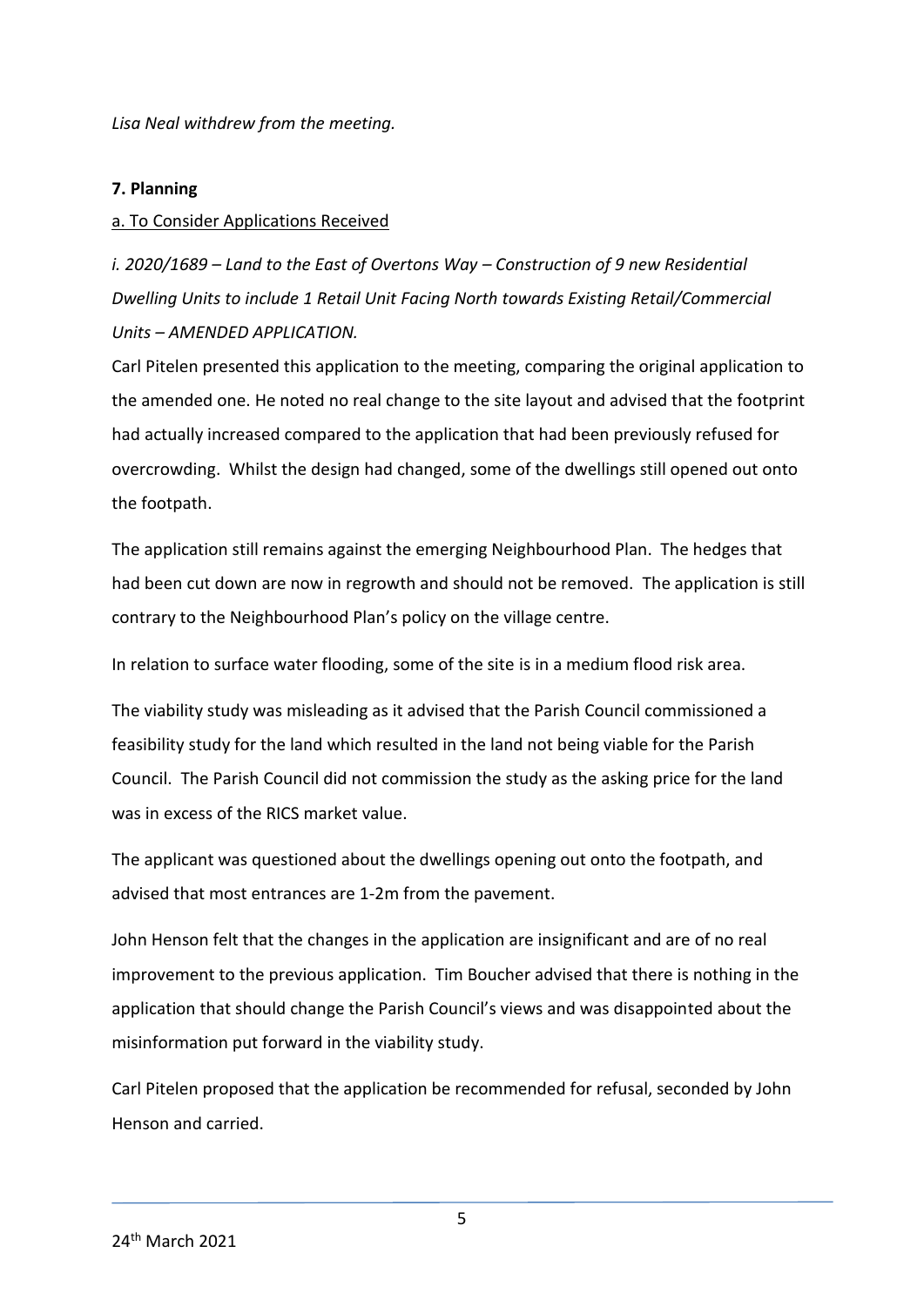*Lisa Neal withdrew from the meeting.*

### 7. Planning

a. To Consider Applications Received

*i. 2020/1689 – Land to the East of Overtons Way – Construction of 9 new Residential Dwelling Units to include 1 Retail Unit Facing North towards Existing Retail/Commercial Units – AMENDED APPLICATION.*

Carl Pitelen presented this application to the meeting, comparing the original application to the amended one. He noted no real change to the site layout and advised that the footprint had actually increased compared to the application that had been previously refused for overcrowding. Whilst the design had changed, some of the dwellings still opened out onto the footpath.

The application still remains against the emerging Neighbourhood Plan. The hedges that had been cut down are now in regrowth and should not be removed. The application is still contrary to the Neighbourhood Plan's policy on the village centre.

In relation to surface water flooding, some of the site is in a medium flood risk area.

The viability study was misleading as it advised that the Parish Council commissioned a feasibility study for the land which resulted in the land not being viable for the Parish Council. The Parish Council did not commission the study as the asking price for the land was in excess of the RICS market value.

The applicant was questioned about the dwellings opening out onto the footpath, and advised that most entrances are 1-2m from the pavement.

John Henson felt that the changes in the application are insignificant and are of no real improvement to the previous application. Tim Boucher advised that there is nothing in the application that should change the Parish Council's views and was disappointed about the misinformation put forward in the viability study.

Carl Pitelen proposed that the application be recommended for refusal, seconded by John Henson and carried.

24th March 2021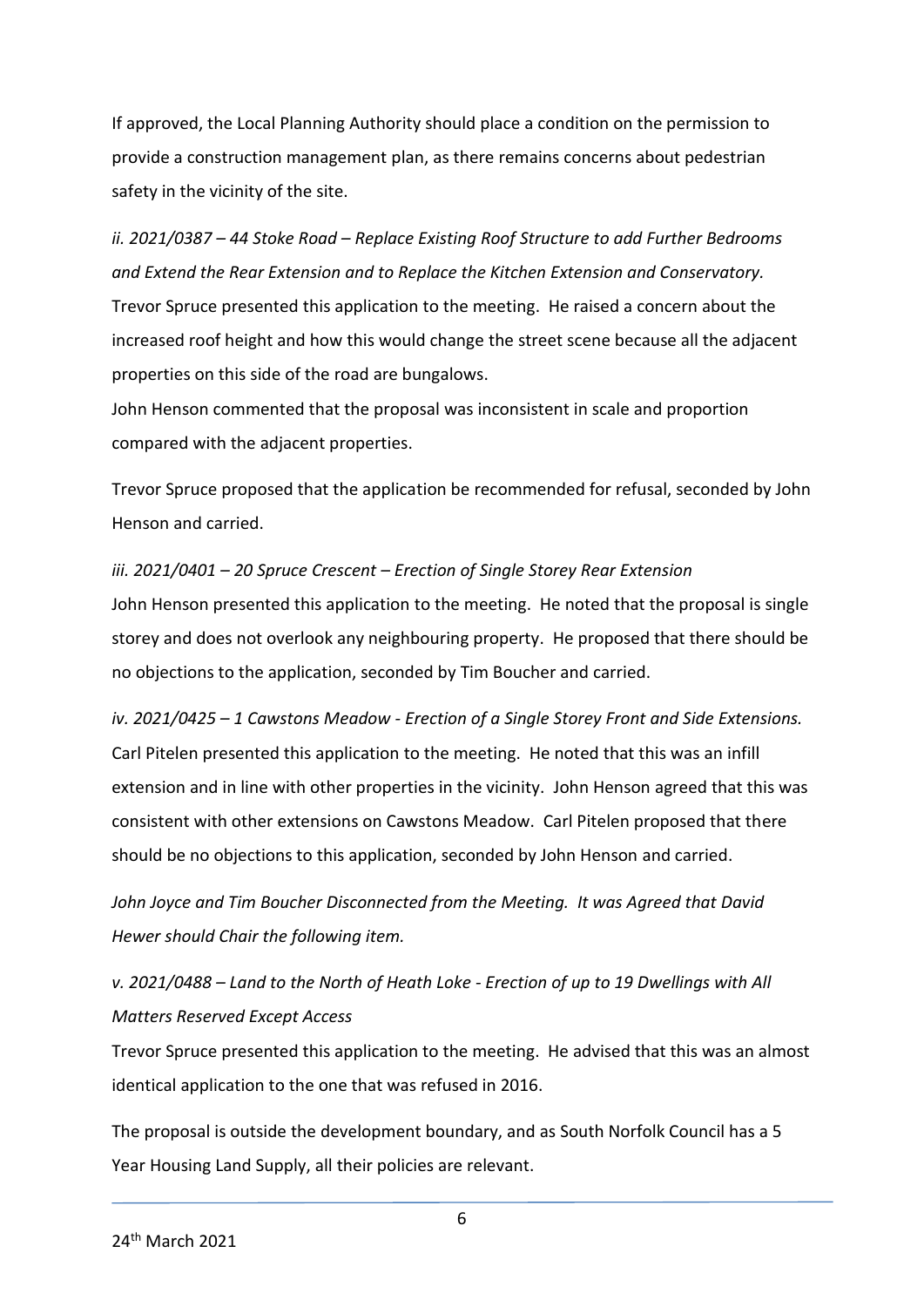If approved, the Local Planning Authority should place a condition on the permission to provide a construction management plan, as there remains concerns about pedestrian safety in the vicinity of the site.

*ii. 2021/0387 – 44 Stoke Road – Replace Existing Roof Structure to add Further Bedrooms and Extend the Rear Extension and to Replace the Kitchen Extension and Conservatory.*
Trevor Spruce presented this application to the meeting. He raised a concern about the increased roof height and how this would change the street scene because all the adjacent properties on this side of the road are bungalows.
John Henson commented that the proposal was inconsistent in scale and proportion compared with the adjacent properties.

Trevor Spruce proposed that the application be recommended for refusal, seconded by John Henson and carried.

*iii. 2021/0401 – 20 Spruce Crescent – Erection of Single Storey Rear Extension*
John Henson presented this application to the meeting. He noted that the proposal is single storey and does not overlook any neighbouring property. He proposed that there should be no objections to the application, seconded by Tim Boucher and carried.

*iv. 2021/0425 – 1 Cawstons Meadow - Erection of a Single Storey Front and Side Extensions.*
Carl Pitelen presented this application to the meeting. He noted that this was an infill extension and in line with other properties in the vicinity. John Henson agreed that this was consistent with other extensions on Cawstons Meadow. Carl Pitelen proposed that there should be no objections to this application, seconded by John Henson and carried.

*John Joyce and Tim Boucher Disconnected from the Meeting. It was Agreed that David Hewer should Chair the following item.*

*v. 2021/0488 – Land to the North of Heath Loke - Erection of up to 19 Dwellings with All Matters Reserved Except Access*
Trevor Spruce presented this application to the meeting. He advised that this was an almost identical application to the one that was refused in 2016.

The proposal is outside the development boundary, and as South Norfolk Council has a 5 Year Housing Land Supply, all their policies are relevant.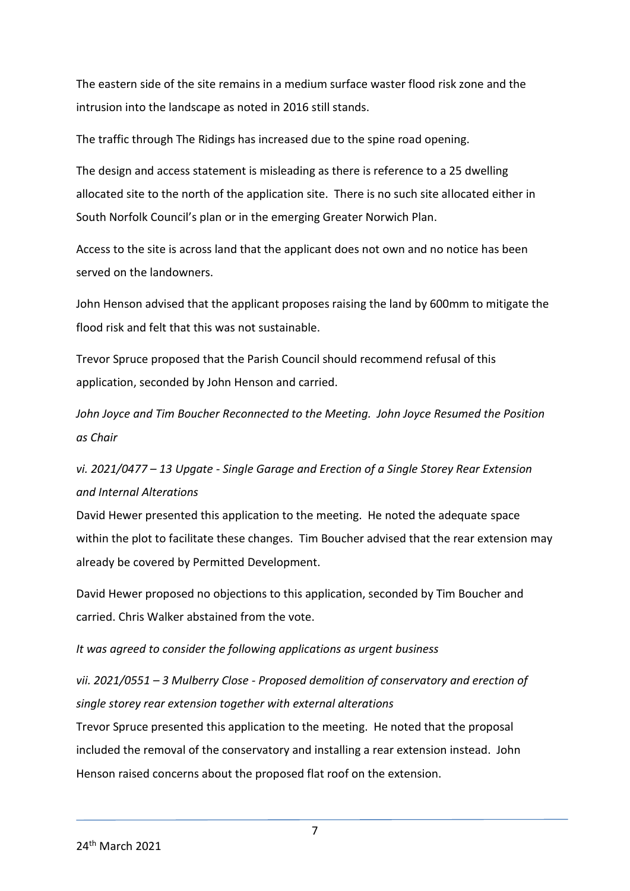The eastern side of the site remains in a medium surface waster flood risk zone and the intrusion into the landscape as noted in 2016 still stands.

The traffic through The Ridings has increased due to the spine road opening.

The design and access statement is misleading as there is reference to a 25 dwelling allocated site to the north of the application site. There is no such site allocated either in South Norfolk Council's plan or in the emerging Greater Norwich Plan.

Access to the site is across land that the applicant does not own and no notice has been served on the landowners.

John Henson advised that the applicant proposes raising the land by 600mm to mitigate the flood risk and felt that this was not sustainable.

Trevor Spruce proposed that the Parish Council should recommend refusal of this application, seconded by John Henson and carried.

*John Joyce and Tim Boucher Reconnected to the Meeting. John Joyce Resumed the Position as Chair*

*vi. 2021/0477 – 13 Upgate - Single Garage and Erection of a Single Storey Rear Extension and Internal Alterations*

David Hewer presented this application to the meeting. He noted the adequate space within the plot to facilitate these changes. Tim Boucher advised that the rear extension may already be covered by Permitted Development.

David Hewer proposed no objections to this application, seconded by Tim Boucher and carried. Chris Walker abstained from the vote.

*It was agreed to consider the following applications as urgent business*

*vii. 2021/0551 – 3 Mulberry Close - Proposed demolition of conservatory and erection of single storey rear extension together with external alterations*

Trevor Spruce presented this application to the meeting. He noted that the proposal included the removal of the conservatory and installing a rear extension instead. John Henson raised concerns about the proposed flat roof on the extension.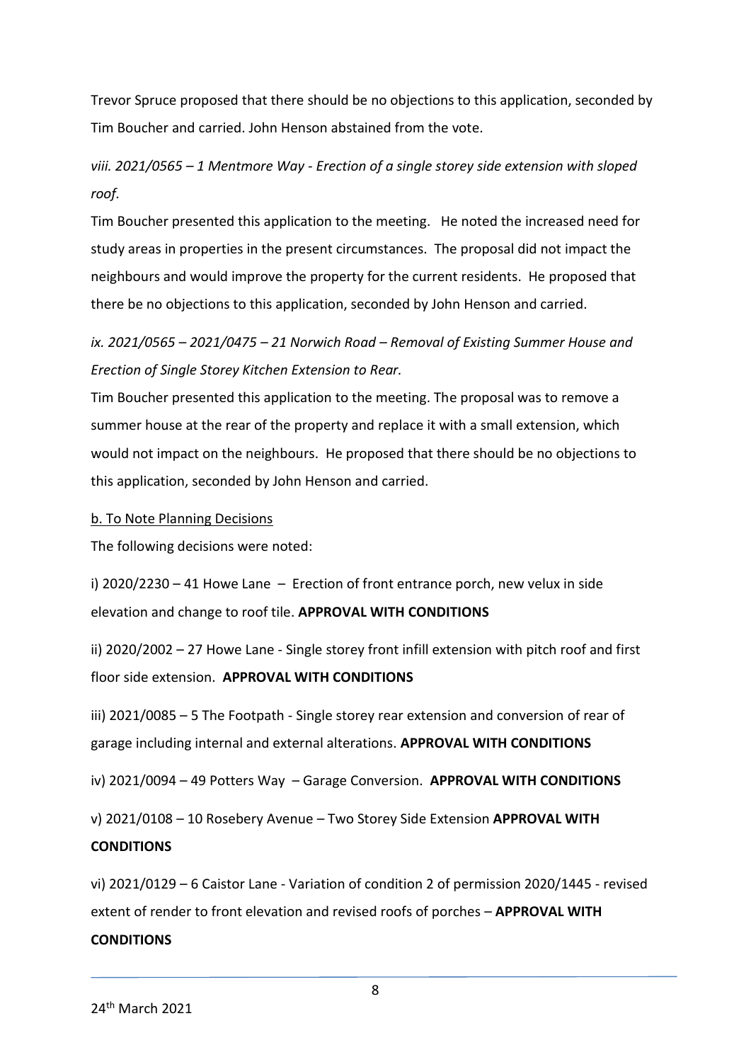Trevor Spruce proposed that there should be no objections to this application, seconded by Tim Boucher and carried. John Henson abstained from the vote.

*viii. 2021/0565 – 1 Mentmore Way - Erection of a single storey side extension with sloped roof.*

Tim Boucher presented this application to the meeting. He noted the increased need for study areas in properties in the present circumstances. The proposal did not impact the neighbours and would improve the property for the current residents. He proposed that there be no objections to this application, seconded by John Henson and carried.

*ix. 2021/0565 – 2021/0475 – 21 Norwich Road – Removal of Existing Summer House and Erection of Single Storey Kitchen Extension to Rear.*

Tim Boucher presented this application to the meeting. The proposal was to remove a summer house at the rear of the property and replace it with a small extension, which would not impact on the neighbours. He proposed that there should be no objections to this application, seconded by John Henson and carried.

<u>b. To Note Planning Decisions</u>

The following decisions were noted:

i) 2020/2230 – 41 Howe Lane – Erection of front entrance porch, new velux in side elevation and change to roof tile. **APPROVAL WITH CONDITIONS**

ii) 2020/2002 – 27 Howe Lane - Single storey front infill extension with pitch roof and first floor side extension. **APPROVAL WITH CONDITIONS**

iii) 2021/0085 – 5 The Footpath - Single storey rear extension and conversion of rear of garage including internal and external alterations. **APPROVAL WITH CONDITIONS**

iv) 2021/0094 – 49 Potters Way – Garage Conversion. **APPROVAL WITH CONDITIONS**

v) 2021/0108 – 10 Rosebery Avenue – Two Storey Side Extension **APPROVAL WITH CONDITIONS**

vi) 2021/0129 – 6 Caistor Lane - Variation of condition 2 of permission 2020/1445 - revised extent of render to front elevation and revised roofs of porches – **APPROVAL WITH CONDITIONS**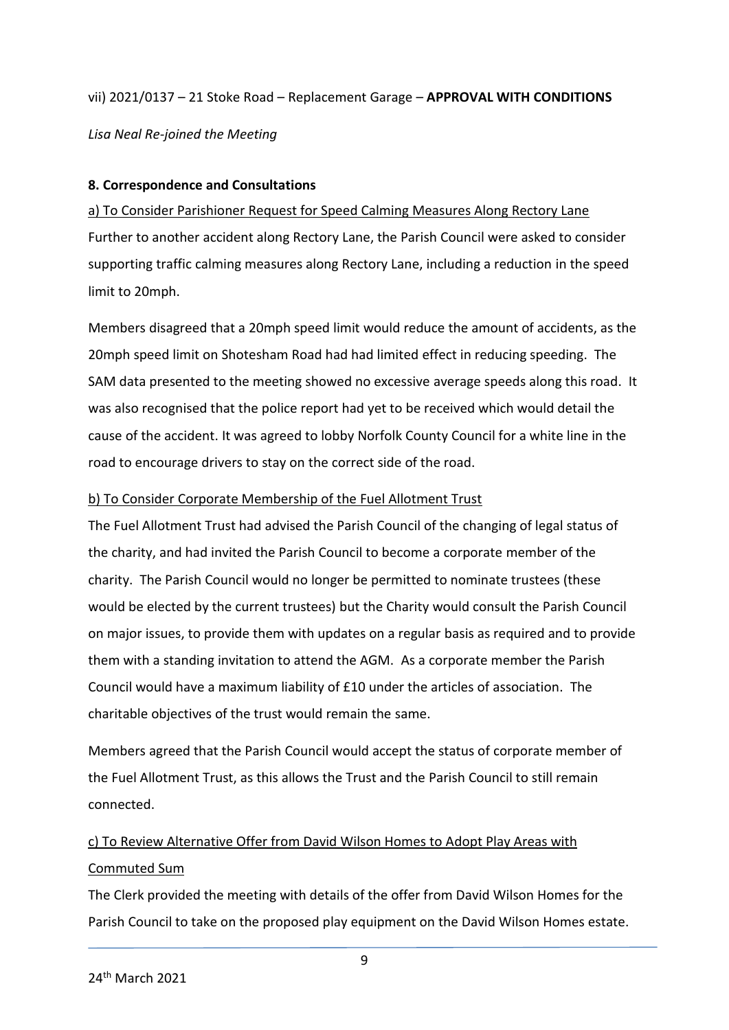vii) 2021/0137 – 21 Stoke Road – Replacement Garage – **APPROVAL WITH CONDITIONS**

*Lisa Neal Re-joined the Meeting*

**8. Correspondence and Consultations**

<u>a) To Consider Parishioner Request for Speed Calming Measures Along Rectory Lane</u>

Further to another accident along Rectory Lane, the Parish Council were asked to consider supporting traffic calming measures along Rectory Lane, including a reduction in the speed limit to 20mph.

Members disagreed that a 20mph speed limit would reduce the amount of accidents, as the 20mph speed limit on Shotesham Road had had limited effect in reducing speeding. The SAM data presented to the meeting showed no excessive average speeds along this road. It was also recognised that the police report had yet to be received which would detail the cause of the accident. It was agreed to lobby Norfolk County Council for a white line in the road to encourage drivers to stay on the correct side of the road.

<u>b) To Consider Corporate Membership of the Fuel Allotment Trust</u>

The Fuel Allotment Trust had advised the Parish Council of the changing of legal status of the charity, and had invited the Parish Council to become a corporate member of the charity. The Parish Council would no longer be permitted to nominate trustees (these would be elected by the current trustees) but the Charity would consult the Parish Council on major issues, to provide them with updates on a regular basis as required and to provide them with a standing invitation to attend the AGM. As a corporate member the Parish Council would have a maximum liability of £10 under the articles of association. The charitable objectives of the trust would remain the same.

Members agreed that the Parish Council would accept the status of corporate member of the Fuel Allotment Trust, as this allows the Trust and the Parish Council to still remain connected.

<u>c) To Review Alternative Offer from David Wilson Homes to Adopt Play Areas with Commuted Sum</u>

The Clerk provided the meeting with details of the offer from David Wilson Homes for the Parish Council to take on the proposed play equipment on the David Wilson Homes estate.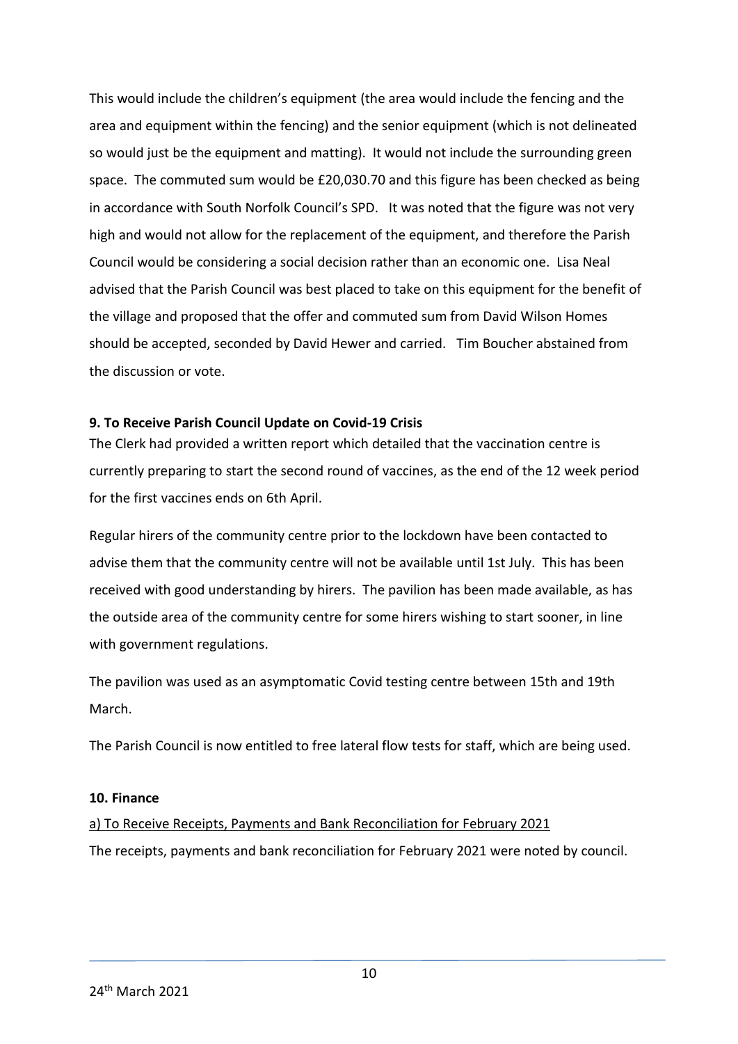This would include the children's equipment (the area would include the fencing and the area and equipment within the fencing) and the senior equipment (which is not delineated so would just be the equipment and matting). It would not include the surrounding green space. The commuted sum would be £20,030.70 and this figure has been checked as being in accordance with South Norfolk Council's SPD. It was noted that the figure was not very high and would not allow for the replacement of the equipment, and therefore the Parish Council would be considering a social decision rather than an economic one. Lisa Neal advised that the Parish Council was best placed to take on this equipment for the benefit of the village and proposed that the offer and commuted sum from David Wilson Homes should be accepted, seconded by David Hewer and carried. Tim Boucher abstained from the discussion or vote.

**9. To Receive Parish Council Update on Covid-19 Crisis**

The Clerk had provided a written report which detailed that the vaccination centre is currently preparing to start the second round of vaccines, as the end of the 12 week period for the first vaccines ends on 6th April.

Regular hirers of the community centre prior to the lockdown have been contacted to advise them that the community centre will not be available until 1st July. This has been received with good understanding by hirers. The pavilion has been made available, as has the outside area of the community centre for some hirers wishing to start sooner, in line with government regulations.

The pavilion was used as an asymptomatic Covid testing centre between 15th and 19th March.

The Parish Council is now entitled to free lateral flow tests for staff, which are being used.

**10. Finance**

<u>a) To Receive Receipts, Payments and Bank Reconciliation for February 2021</u>

The receipts, payments and bank reconciliation for February 2021 were noted by council.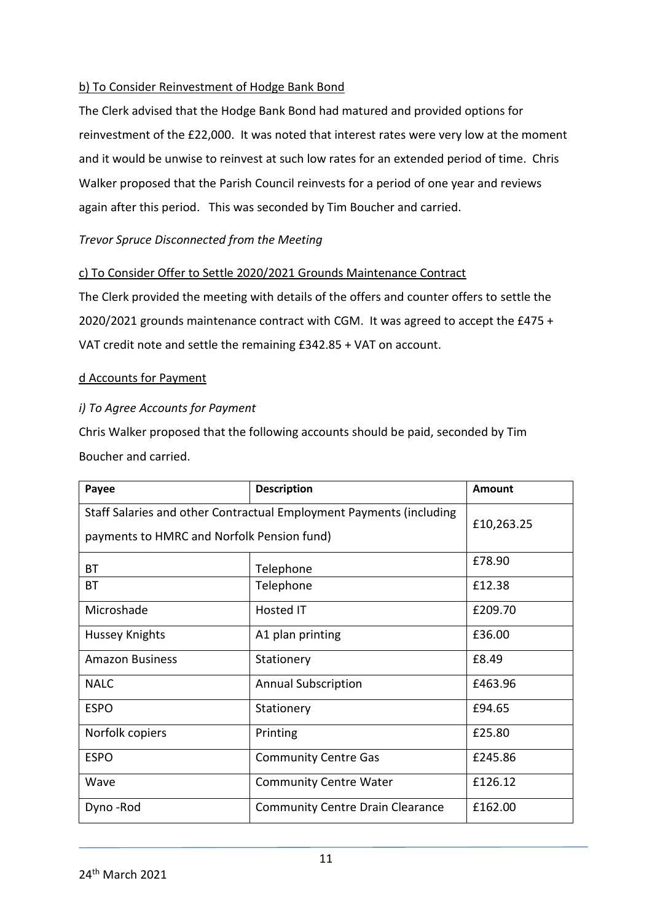b) To Consider Reinvestment of Hodge Bank Bond

The Clerk advised that the Hodge Bank Bond had matured and provided options for reinvestment of the £22,000. It was noted that interest rates were very low at the moment and it would be unwise to reinvest at such low rates for an extended period of time. Chris Walker proposed that the Parish Council reinvests for a period of one year and reviews again after this period. This was seconded by Tim Boucher and carried.

*Trevor Spruce Disconnected from the Meeting*

c) To Consider Offer to Settle 2020/2021 Grounds Maintenance Contract

The Clerk provided the meeting with details of the offers and counter offers to settle the 2020/2021 grounds maintenance contract with CGM. It was agreed to accept the £475 + VAT credit note and settle the remaining £342.85 + VAT on account.

d Accounts for Payment

*i) To Agree Accounts for Payment*

Chris Walker proposed that the following accounts should be paid, seconded by Tim Boucher and carried.

| Payee | Description | Amount |
|---|---|---|
| Staff Salaries and other Contractual Employment Payments (including payments to HMRC and Norfolk Pension fund) | | £10,263.25 |
| BT | Telephone | £78.90 |
| BT | Telephone | £12.38 |
| Microshade | Hosted IT | £209.70 |
| Hussey Knights | A1 plan printing | £36.00 |
| Amazon Business | Stationery | £8.49 |
| NALC | Annual Subscription | £463.96 |
| ESPO | Stationery | £94.65 |
| Norfolk copiers | Printing | £25.80 |
| ESPO | Community Centre Gas | £245.86 |
| Wave | Community Centre Water | £126.12 |
| Dyno -Rod | Community Centre Drain Clearance | £162.00 |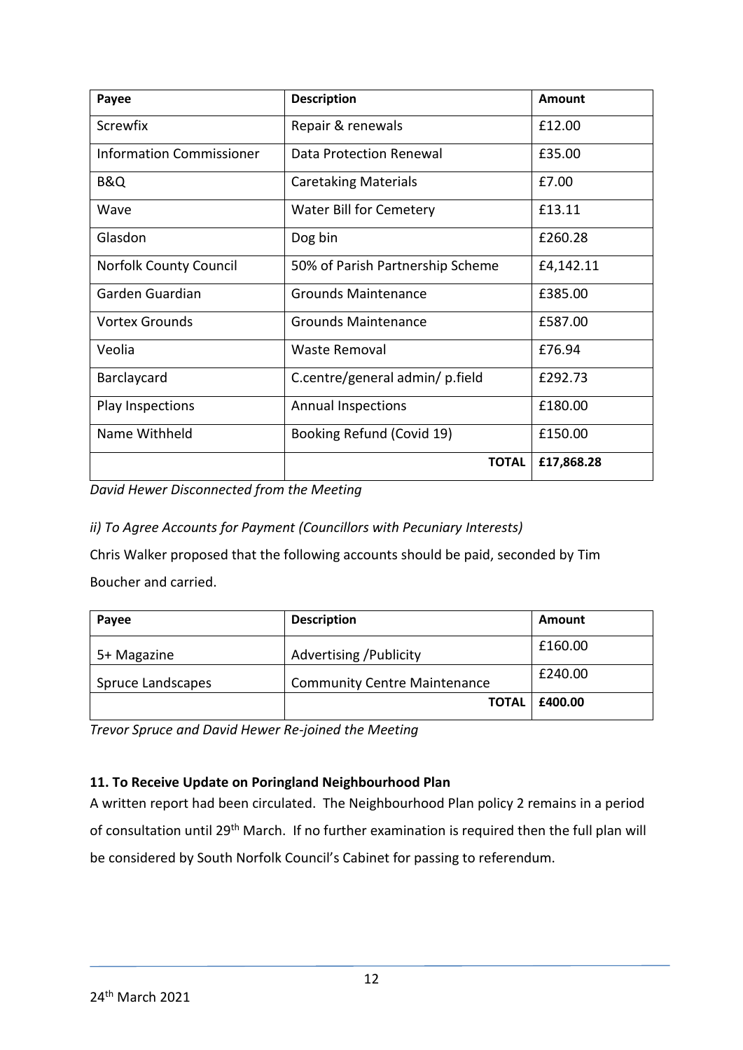| Payee | Description | Amount |
| --- | --- | --- |
| Screwfix | Repair & renewals | £12.00 |
| Information Commissioner | Data Protection Renewal | £35.00 |
| B&Q | Caretaking Materials | £7.00 |
| Wave | Water Bill for Cemetery | £13.11 |
| Glasdon | Dog bin | £260.28 |
| Norfolk County Council | 50% of Parish Partnership Scheme | £4,142.11 |
| Garden Guardian | Grounds Maintenance | £385.00 |
| Vortex Grounds | Grounds Maintenance | £587.00 |
| Veolia | Waste Removal | £76.94 |
| Barclaycard | C.centre/general admin/ p.field | £292.73 |
| Play Inspections | Annual Inspections | £180.00 |
| Name Withheld | Booking Refund (Covid 19) | £150.00 |
| | **TOTAL** | **£17,868.28** |

*David Hewer Disconnected from the Meeting*

*ii) To Agree Accounts for Payment (Councillors with Pecuniary Interests)*

Chris Walker proposed that the following accounts should be paid, seconded by Tim Boucher and carried.

| Payee | Description | Amount |
| --- | --- | --- |
| 5+ Magazine | Advertising /Publicity | £160.00 |
| Spruce Landscapes | Community Centre Maintenance | £240.00 |
| | **TOTAL** | **£400.00** |

*Trevor Spruce and David Hewer Re-joined the Meeting*

**11. To Receive Update on Poringland Neighbourhood Plan**

A written report had been circulated. The Neighbourhood Plan policy 2 remains in a period of consultation until 29th March. If no further examination is required then the full plan will be considered by South Norfolk Council's Cabinet for passing to referendum.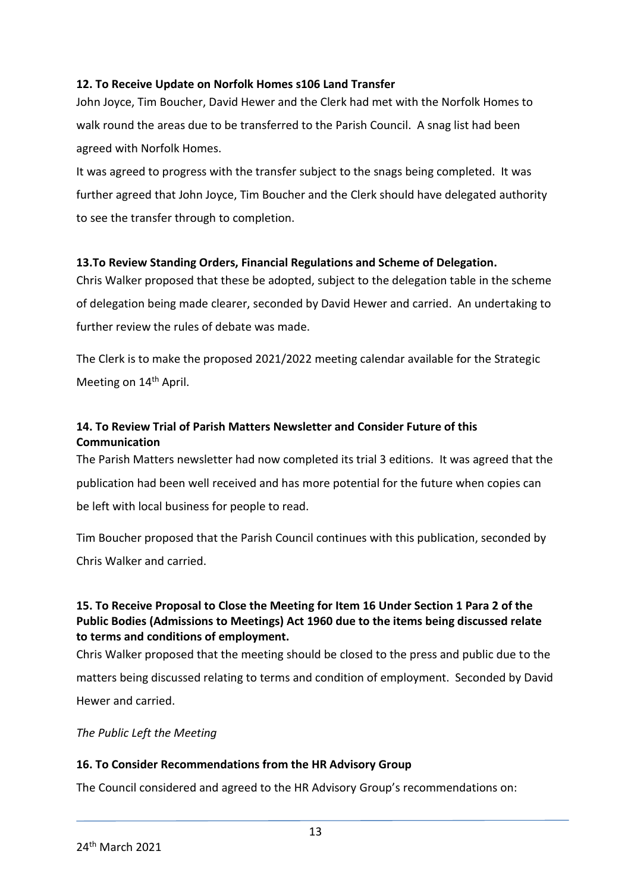**12. To Receive Update on Norfolk Homes s106 Land Transfer**

John Joyce, Tim Boucher, David Hewer and the Clerk had met with the Norfolk Homes to walk round the areas due to be transferred to the Parish Council. A snag list had been agreed with Norfolk Homes.

It was agreed to progress with the transfer subject to the snags being completed. It was further agreed that John Joyce, Tim Boucher and the Clerk should have delegated authority to see the transfer through to completion.

**13.To Review Standing Orders, Financial Regulations and Scheme of Delegation.**

Chris Walker proposed that these be adopted, subject to the delegation table in the scheme of delegation being made clearer, seconded by David Hewer and carried. An undertaking to further review the rules of debate was made.

The Clerk is to make the proposed 2021/2022 meeting calendar available for the Strategic Meeting on 14th April.

**14. To Review Trial of Parish Matters Newsletter and Consider Future of this Communication**

The Parish Matters newsletter had now completed its trial 3 editions. It was agreed that the publication had been well received and has more potential for the future when copies can be left with local business for people to read.

Tim Boucher proposed that the Parish Council continues with this publication, seconded by Chris Walker and carried.

**15. To Receive Proposal to Close the Meeting for Item 16 Under Section 1 Para 2 of the Public Bodies (Admissions to Meetings) Act 1960 due to the items being discussed relate to terms and conditions of employment.**

Chris Walker proposed that the meeting should be closed to the press and public due to the matters being discussed relating to terms and condition of employment. Seconded by David Hewer and carried.

*The Public Left the Meeting*

**16. To Consider Recommendations from the HR Advisory Group**

The Council considered and agreed to the HR Advisory Group's recommendations on: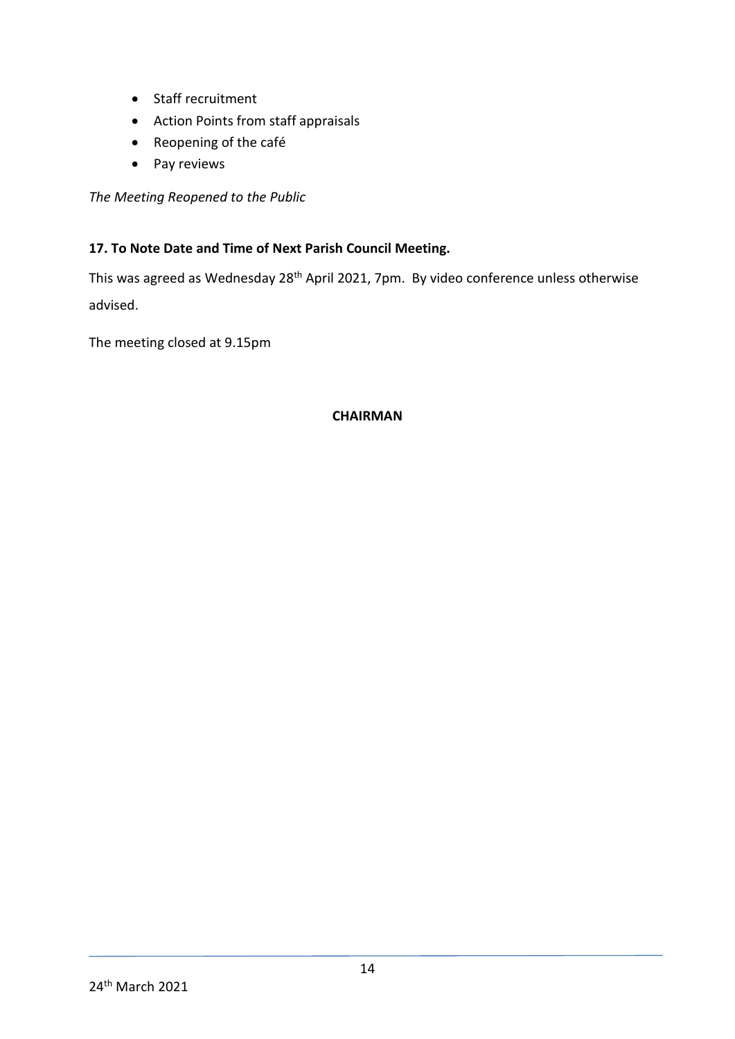- Staff recruitment
- Action Points from staff appraisals
- Reopening of the café
- Pay reviews

*The Meeting Reopened to the Public*

**17. To Note Date and Time of Next Parish Council Meeting.**

This was agreed as Wednesday 28th April 2021, 7pm. By video conference unless otherwise advised.

The meeting closed at 9.15pm

**CHAIRMAN**